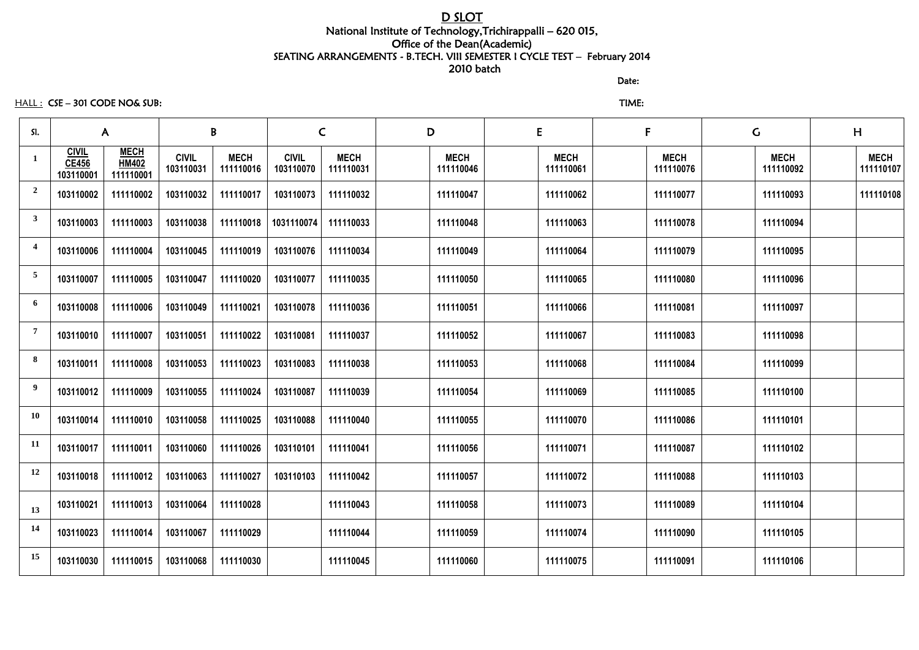# D SLOT

National Institute of Technology,Trichirappalli – 620 015,

Office of the Dean(Academic)

SEATING ARRANGEMENTS - B.TECH. VIII SEMESTER I CYCLE TEST – February 2014

2010 batch

Date:

HALL : CSE – 301 CODE NO& SUB: TIME:

| Sl. | A | | B | | C | | D | | E | | F | | G | | H | |
|---|---|---|---|---|---|---|---|---|---|---|---|---|---|---|---|---|
| 1 | CIVIL CE456 103110001 | MECH HM402 111110001 | CIVIL 103110031 | MECH 111110016 | CIVIL 103110070 | MECH 111110031 | | MECH 111110046 | | MECH 111110061 | | MECH 111110076 | | MECH 111110092 | | MECH 111110107 |
| 2 | 103110002 | 111110002 | 103110032 | 111110017 | 103110073 | 111110032 | | 111110047 | | 111110062 | | 111110077 | | 111110093 | | 111110108 |
| 3 | 103110003 | 111110003 | 103110038 | 111110018 | 1031110074 | 111110033 | | 111110048 | | 111110063 | | 111110078 | | 111110094 | | |
| 4 | 103110006 | 111110004 | 103110045 | 111110019 | 103110076 | 111110034 | | 111110049 | | 111110064 | | 111110079 | | 111110095 | | |
| 5 | 103110007 | 111110005 | 103110047 | 111110020 | 103110077 | 111110035 | | 111110050 | | 111110065 | | 111110080 | | 111110096 | | |
| 6 | 103110008 | 111110006 | 103110049 | 111110021 | 103110078 | 111110036 | | 111110051 | | 111110066 | | 111110081 | | 111110097 | | |
| 7 | 103110010 | 111110007 | 103110051 | 111110022 | 103110081 | 111110037 | | 111110052 | | 111110067 | | 111110083 | | 111110098 | | |
| 8 | 103110011 | 111110008 | 103110053 | 111110023 | 103110083 | 111110038 | | 111110053 | | 111110068 | | 111110084 | | 111110099 | | |
| 9 | 103110012 | 111110009 | 103110055 | 111110024 | 103110087 | 111110039 | | 111110054 | | 111110069 | | 111110085 | | 111110100 | | |
| 10 | 103110014 | 111110010 | 103110058 | 111110025 | 103110088 | 111110040 | | 111110055 | | 111110070 | | 111110086 | | 111110101 | | |
| 11 | 103110017 | 111110011 | 103110060 | 111110026 | 103110101 | 111110041 | | 111110056 | | 111110071 | | 111110087 | | 111110102 | | |
| 12 | 103110018 | 111110012 | 103110063 | 111110027 | 103110103 | 111110042 | | 111110057 | | 111110072 | | 111110088 | | 111110103 | | |
| 13 | 103110021 | 111110013 | 103110064 | 111110028 | | 111110043 | | 111110058 | | 111110073 | | 111110089 | | 111110104 | | |
| 14 | 103110023 | 111110014 | 103110067 | 111110029 | | 111110044 | | 111110059 | | 111110074 | | 111110090 | | 111110105 | | |
| 15 | 103110030 | 111110015 | 103110068 | 111110030 | | 111110045 | | 111110060 | | 111110075 | | 111110091 | | 111110106 | | |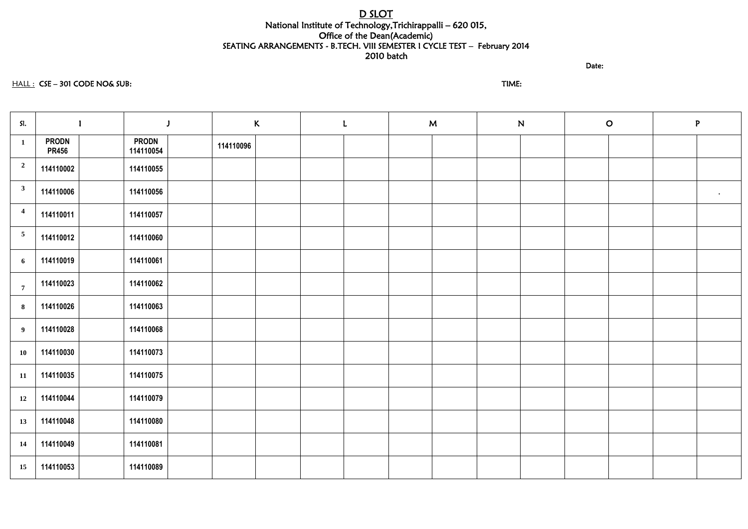# D SLOT

National Institute of Technology,Trichirappalli – 620 015,
Office of the Dean(Academic)
SEATING ARRANGEMENTS - B.TECH. VIII SEMESTER I CYCLE TEST – February 2014
2010 batch

Date:

HALL : CSE – 301 CODE NO& SUB: TIME:

| Sl. | I | | J | | K | | L | | M | | N | | O | | P | |
|---|---|---|---|---|---|---|---|---|---|---|---|---|---|---|---|---|
| 1 | PRODN PR456 | | PRODN 114110054 | | 114110096 | | | | | | | | | | | |
| 2 | 114110002 | | 114110055 | | | | | | | | | | | | | |
| 3 | 114110006 | | 114110056 | | | | | | | | | | | | | . |
| 4 | 114110011 | | 114110057 | | | | | | | | | | | | | |
| 5 | 114110012 | | 114110060 | | | | | | | | | | | | | |
| 6 | 114110019 | | 114110061 | | | | | | | | | | | | | |
| 7 | 114110023 | | 114110062 | | | | | | | | | | | | | |
| 8 | 114110026 | | 114110063 | | | | | | | | | | | | | |
| 9 | 114110028 | | 114110068 | | | | | | | | | | | | | |
| 10 | 114110030 | | 114110073 | | | | | | | | | | | | | |
| 11 | 114110035 | | 114110075 | | | | | | | | | | | | | |
| 12 | 114110044 | | 114110079 | | | | | | | | | | | | | |
| 13 | 114110048 | | 114110080 | | | | | | | | | | | | | |
| 14 | 114110049 | | 114110081 | | | | | | | | | | | | | |
| 15 | 114110053 | | 114110089 | | | | | | | | | | | | | |